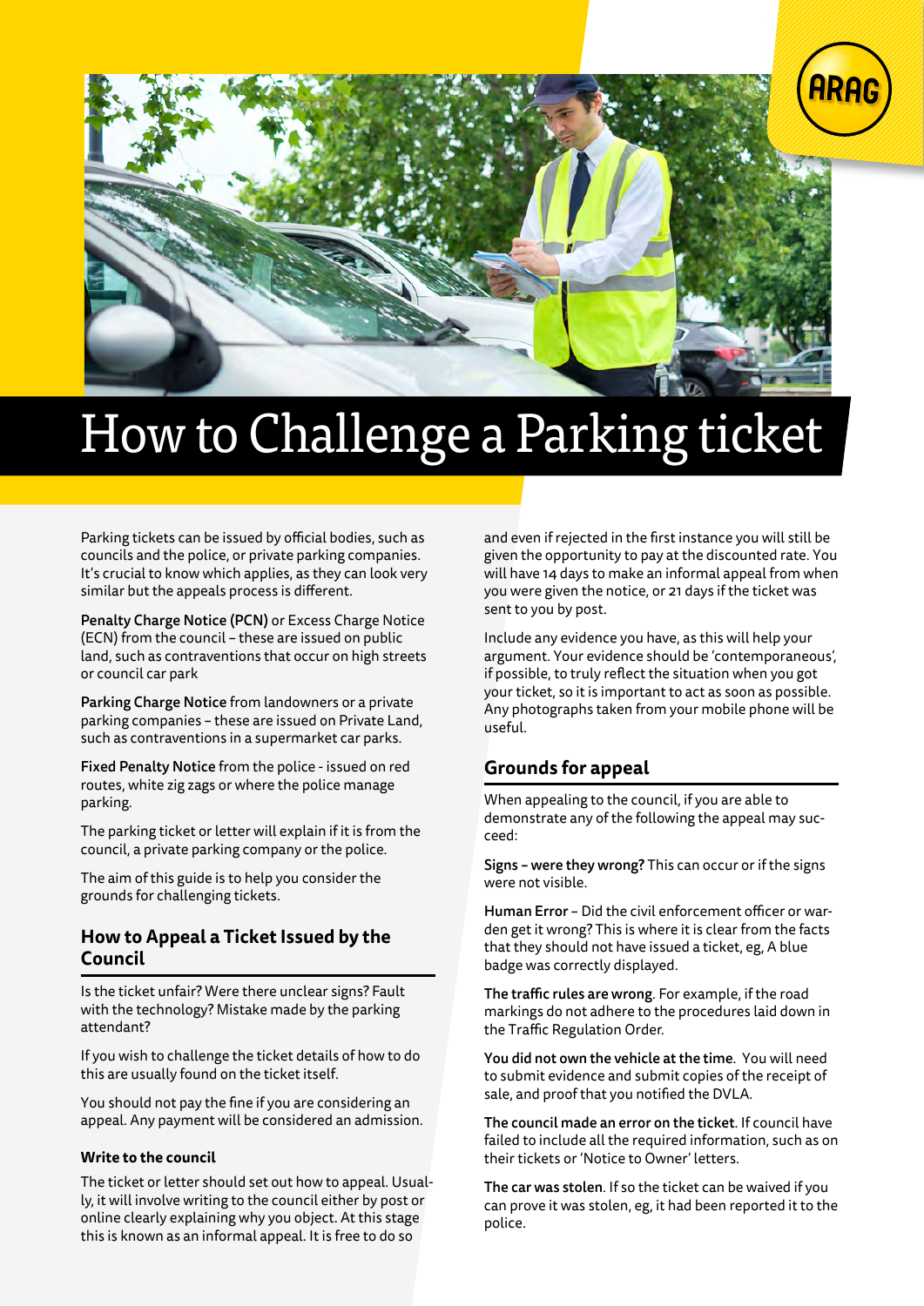# How to Challenge a Parking ticket

Parking tickets can be issued by official bodies, such as councils and the police, or private parking companies. It's crucial to know which applies, as they can look very similar but the appeals process is different.

**Penalty Charge Notice (PCN)** or Excess Charge Notice (ECN) from the council – these are issued on public land, such as contraventions that occur on high streets or council car park

**Parking Charge Notice** from landowners or a private parking companies – these are issued on Private Land, such as contraventions in a supermarket car parks.

**Fixed Penalty Notice** from the police - issued on red routes, white zig zags or where the police manage parking.

The parking ticket or letter will explain if it is from the council, a private parking company or the police.

The aim of this guide is to help you consider the grounds for challenging tickets.

## How to Appeal a Ticket Issued by the Council

Is the ticket unfair? Were there unclear signs? Fault with the technology? Mistake made by the parking attendant?

If you wish to challenge the ticket details of how to do this are usually found on the ticket itself.

You should not pay the fine if you are considering an appeal. Any payment will be considered an admission.

### Write to the council

The ticket or letter should set out how to appeal. Usually, it will involve writing to the council either by post or online clearly explaining why you object. At this stage this is known as an informal appeal. It is free to do so and even if rejected in the first instance you will still be given the opportunity to pay at the discounted rate. You will have 14 days to make an informal appeal from when you were given the notice, or 21 days if the ticket was sent to you by post.

Include any evidence you have, as this will help your argument. Your evidence should be 'contemporaneous', if possible, to truly reflect the situation when you got your ticket, so it is important to act as soon as possible. Any photographs taken from your mobile phone will be useful.

## Grounds for appeal

When appealing to the council, if you are able to demonstrate any of the following the appeal may succeed:

**Signs – were they wrong?** This can occur or if the signs were not visible.

**Human Error** – Did the civil enforcement officer or warden get it wrong? This is where it is clear from the facts that they should not have issued a ticket, eg, A blue badge was correctly displayed.

**The traffic rules are wrong**. For example, if the road markings do not adhere to the procedures laid down in the Traffic Regulation Order.

**You did not own the vehicle at the time**. You will need to submit evidence and submit copies of the receipt of sale, and proof that you notified the DVLA.

**The council made an error on the ticket**. If council have failed to include all the required information, such as on their tickets or 'Notice to Owner' letters.

**The car was stolen**. If so the ticket can be waived if you can prove it was stolen, eg, it had been reported it to the police.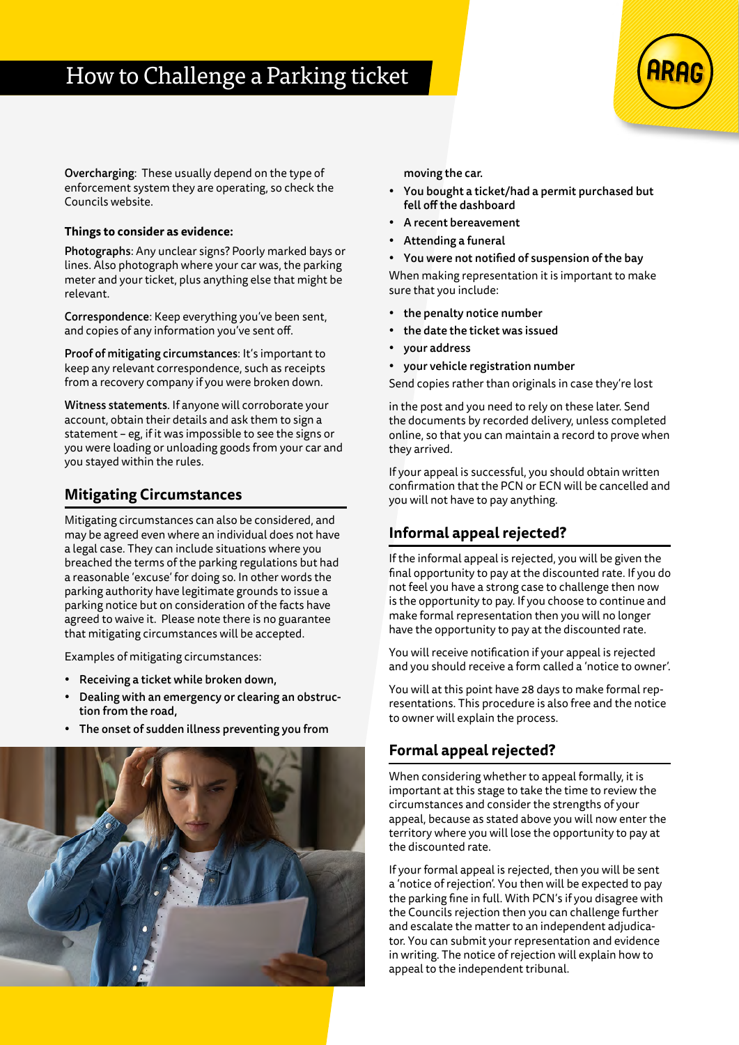**Overcharging**: These usually depend on the type of enforcement system they are operating, so check the Councils website.

**Things to consider as evidence:**

**Photographs**: Any unclear signs? Poorly marked bays or lines. Also photograph where your car was, the parking meter and your ticket, plus anything else that might be relevant.

**Correspondence**: Keep everything you've been sent, and copies of any information you've sent off.

**Proof of mitigating circumstances**: It's important to keep any relevant correspondence, such as receipts from a recovery company if you were broken down.

**Witness statements**. If anyone will corroborate your account, obtain their details and ask them to sign a statement – eg, if it was impossible to see the signs or you were loading or unloading goods from your car and you stayed within the rules.

## Mitigating Circumstances

Mitigating circumstances can also be considered, and may be agreed even where an individual does not have a legal case. They can include situations where you breached the terms of the parking regulations but had a reasonable 'excuse' for doing so. In other words the parking authority have legitimate grounds to issue a parking notice but on consideration of the facts have agreed to waive it. Please note there is no guarantee that mitigating circumstances will be accepted.

Examples of mitigating circumstances:

- **Receiving a ticket while broken down,**
- **Dealing with an emergency or clearing an obstruction from the road,**
- **The onset of sudden illness preventing you from moving the car.**
- **You bought a ticket/had a permit purchased but fell off the dashboard**
- **A recent bereavement**
- **Attending a funeral**
- **You were not notified of suspension of the bay**

When making representation it is important to make sure that you include:

- **the penalty notice number**
- **the date the ticket was issued**
- **your address**
- **your vehicle registration number**

Send copies rather than originals in case they're lost in the post and you need to rely on these later. Send the documents by recorded delivery, unless completed online, so that you can maintain a record to prove when they arrived.

If your appeal is successful, you should obtain written confirmation that the PCN or ECN will be cancelled and you will not have to pay anything.

## Informal appeal rejected?

If the informal appeal is rejected, you will be given the final opportunity to pay at the discounted rate. If you do not feel you have a strong case to challenge then now is the opportunity to pay. If you choose to continue and make formal representation then you will no longer have the opportunity to pay at the discounted rate.

You will receive notification if your appeal is rejected and you should receive a form called a 'notice to owner'.

You will at this point have 28 days to make formal representations. This procedure is also free and the notice to owner will explain the process.

## Formal appeal rejected?

When considering whether to appeal formally, it is important at this stage to take the time to review the circumstances and consider the strengths of your appeal, because as stated above you will now enter the territory where you will lose the opportunity to pay at the discounted rate.

If your formal appeal is rejected, then you will be sent a 'notice of rejection'. You then will be expected to pay the parking fine in full. With PCN's if you disagree with the Councils rejection then you can challenge further and escalate the matter to an independent adjudicator. You can submit your representation and evidence in writing. The notice of rejection will explain how to appeal to the independent tribunal.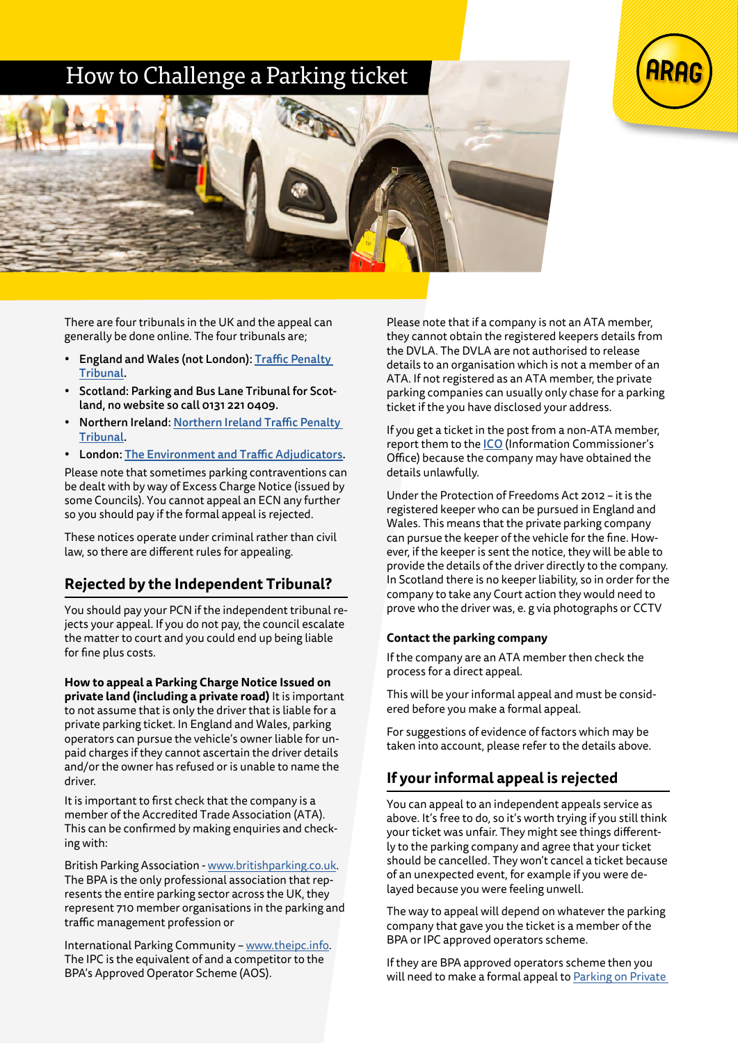# How to Challenge a Parking ticket

There are four tribunals in the UK and the appeal can generally be done online. The four tribunals are;

- **England and Wales (not London):** [Traffic Penalty Tribunal](#).
- **Scotland: Parking and Bus Lane Tribunal for Scotland, no website so call 0131 221 0409.**
- **Northern Ireland:** [Northern Ireland Traffic Penalty Tribunal](#).
- **London:** [The Environment and Traffic Adjudicators](#).

Please note that sometimes parking contraventions can be dealt with by way of Excess Charge Notice (issued by some Councils). You cannot appeal an ECN any further so you should pay if the formal appeal is rejected.

These notices operate under criminal rather than civil law, so there are different rules for appealing.

## Rejected by the Independent Tribunal?

You should pay your PCN if the independent tribunal rejects your appeal. If you do not pay, the council escalate the matter to court and you could end up being liable for fine plus costs.

**How to appeal a Parking Charge Notice Issued on private land (including a private road)** It is important to not assume that is only the driver that is liable for a private parking ticket. In England and Wales, parking operators can pursue the vehicle's owner liable for unpaid charges if they cannot ascertain the driver details and/or the owner has refused or is unable to name the driver.

It is important to first check that the company is a member of the Accredited Trade Association (ATA). This can be confirmed by making enquiries and checking with:

British Parking Association - [www.britishparking.co.uk](http://www.britishparking.co.uk). The BPA is the only professional association that represents the entire parking sector across the UK, they represent 710 member organisations in the parking and traffic management profession or

International Parking Community – [www.theipc.info](http://www.theipc.info). The IPC is the equivalent of and a competitor to the BPA's Approved Operator Scheme (AOS).

Please note that if a company is not an ATA member, they cannot obtain the registered keepers details from the DVLA. The DVLA are not authorised to release details to an organisation which is not a member of an ATA. If not registered as an ATA member, the private parking companies can usually only chase for a parking ticket if the you have disclosed your address.

If you get a ticket in the post from a non-ATA member, report them to the [ICO](#) (Information Commissioner's Office) because the company may have obtained the details unlawfully.

Under the Protection of Freedoms Act 2012 – it is the registered keeper who can be pursued in England and Wales. This means that the private parking company can pursue the keeper of the vehicle for the fine. However, if the keeper is sent the notice, they will be able to provide the details of the driver directly to the company. In Scotland there is no keeper liability, so in order for the company to take any Court action they would need to prove who the driver was, e. g via photographs or CCTV

### Contact the parking company

If the company are an ATA member then check the process for a direct appeal.

This will be your informal appeal and must be considered before you make a formal appeal.

For suggestions of evidence of factors which may be taken into account, please refer to the details above.

## If your informal appeal is rejected

You can appeal to an independent appeals service as above. It's free to do, so it's worth trying if you still think your ticket was unfair. They might see things differently to the parking company and agree that your ticket should be cancelled. They won't cancel a ticket because of an unexpected event, for example if you were delayed because you were feeling unwell.

The way to appeal will depend on whatever the parking company that gave you the ticket is a member of the BPA or IPC approved operators scheme.

If they are BPA approved operators scheme then you will need to make a formal appeal to [Parking on Private](#)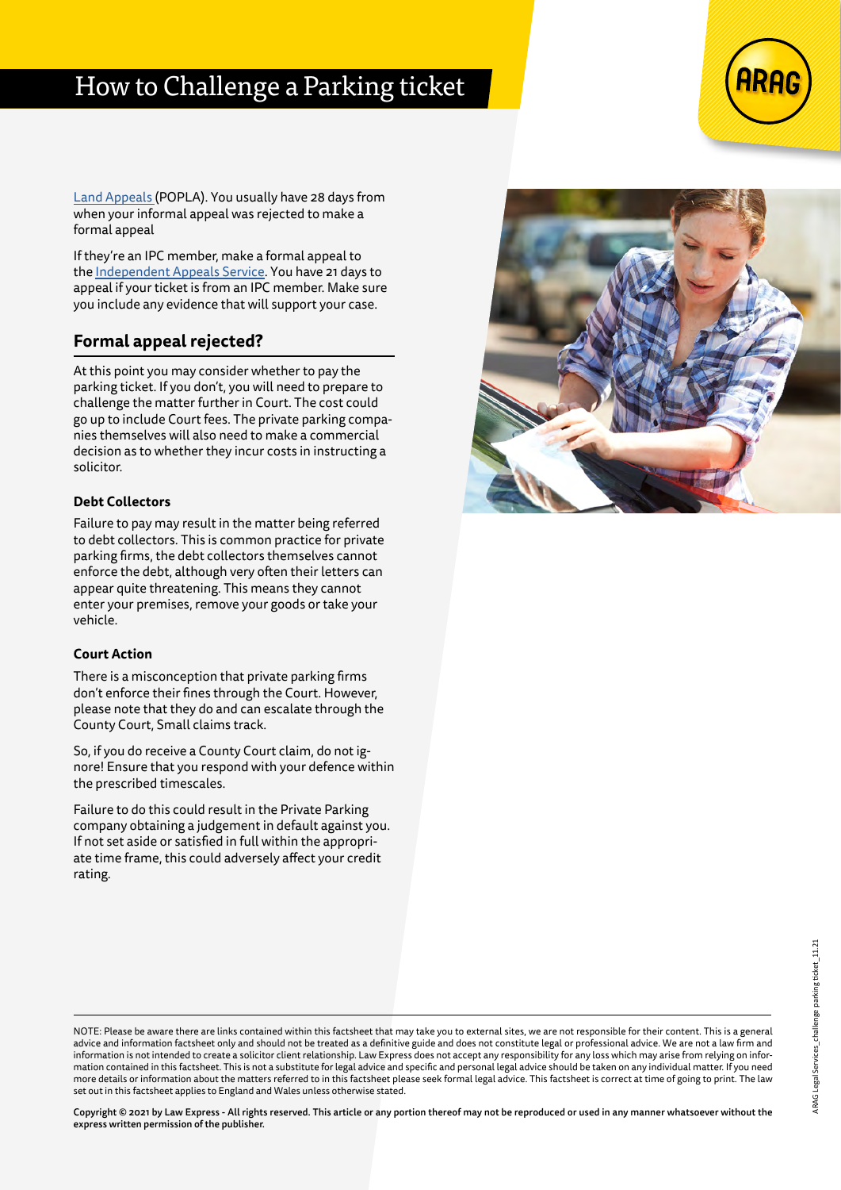[Land Appeals](#) (POPLA). You usually have 28 days from when your informal appeal was rejected to make a formal appeal

If they're an IPC member, make a formal appeal to the [Independent Appeals Service](#). You have 21 days to appeal if your ticket is from an IPC member. Make sure you include any evidence that will support your case.

## Formal appeal rejected?

At this point you may consider whether to pay the parking ticket. If you don't, you will need to prepare to challenge the matter further in Court. The cost could go up to include Court fees. The private parking companies themselves will also need to make a commercial decision as to whether they incur costs in instructing a solicitor.

### Debt Collectors

Failure to pay may result in the matter being referred to debt collectors. This is common practice for private parking firms, the debt collectors themselves cannot enforce the debt, although very often their letters can appear quite threatening. This means they cannot enter your premises, remove your goods or take your vehicle.

### Court Action

There is a misconception that private parking firms don't enforce their fines through the Court. However, please note that they do and can escalate through the County Court, Small claims track.

So, if you do receive a County Court claim, do not ignore! Ensure that you respond with your defence within the prescribed timescales.

Failure to do this could result in the Private Parking company obtaining a judgement in default against you. If not set aside or satisfied in full within the appropriate time frame, this could adversely affect your credit rating.

NOTE: Please be aware there are links contained within this factsheet that may take you to external sites, we are not responsible for their content. This is a general advice and information factsheet only and should not be treated as a definitive guide and does not constitute legal or professional advice. We are not a law firm and information is not intended to create a solicitor client relationship. Law Express does not accept any responsibility for any loss which may arise from relying on information contained in this factsheet. This is not a substitute for legal advice and specific and personal legal advice should be taken on any individual matter. If you need more details or information about the matters referred to in this factsheet please seek formal legal advice. This factsheet is correct at time of going to print. The law set out in this factsheet applies to England and Wales unless otherwise stated.

**Copyright © 2021 by Law Express - All rights reserved. This article or any portion thereof may not be reproduced or used in any manner whatsoever without the express written permission of the publisher.**